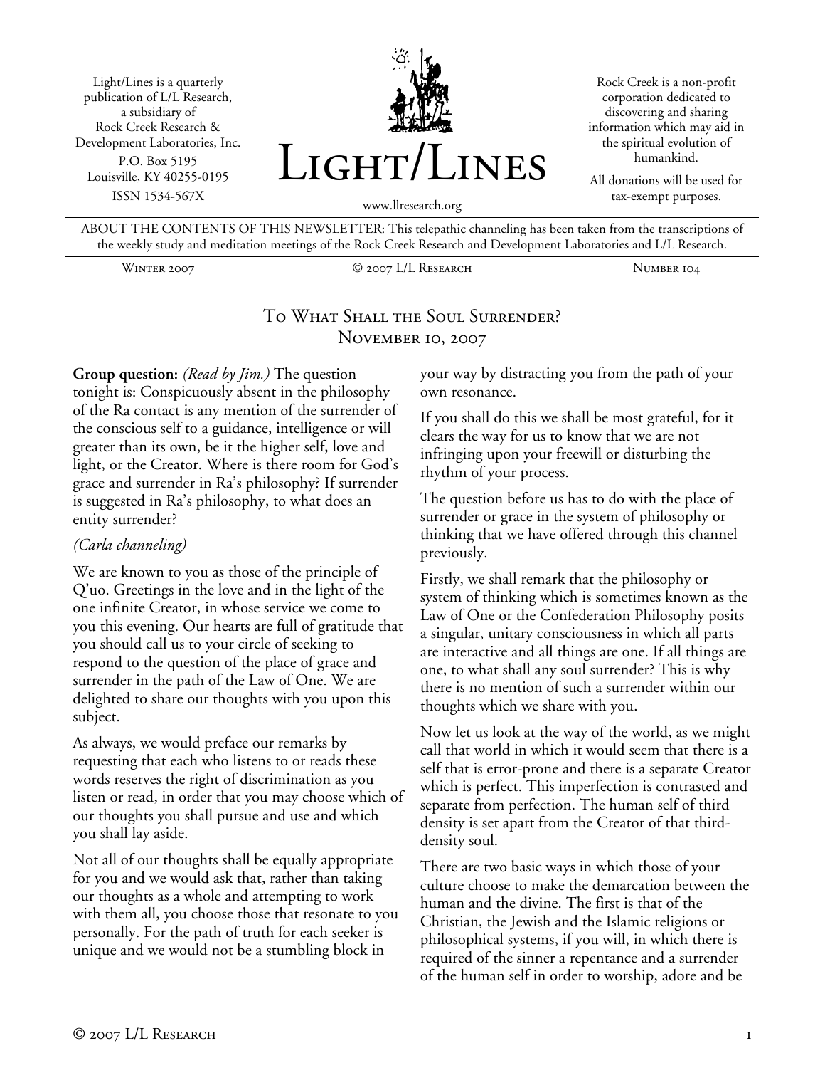Light/Lines is a quarterly publication of L/L Research, a subsidiary of Rock Creek Research & Development Laboratories, Inc.
P.O. Box 5195
Louisville, KY 40255-0195
ISSN 1534-567X

# Light/Lines

www.llresearch.org

Rock Creek is a non-profit corporation dedicated to discovering and sharing information which may aid in the spiritual evolution of humankind.

All donations will be used for tax-exempt purposes.

ABOUT THE CONTENTS OF THIS NEWSLETTER: This telepathic channeling has been taken from the transcriptions of the weekly study and meditation meetings of the Rock Creek Research and Development Laboratories and L/L Research.

Winter 2007 | © 2007 L/L Research | Number 104

## To What Shall the Soul Surrender?
## November 10, 2007

**Group question:** *(Read by Jim.)* The question tonight is: Conspicuously absent in the philosophy of the Ra contact is any mention of the surrender of the conscious self to a guidance, intelligence or will greater than its own, be it the higher self, love and light, or the Creator. Where is there room for God's grace and surrender in Ra's philosophy? If surrender is suggested in Ra's philosophy, to what does an entity surrender?

*(Carla channeling)*

We are known to you as those of the principle of Q'uo. Greetings in the love and in the light of the one infinite Creator, in whose service we come to you this evening. Our hearts are full of gratitude that you should call us to your circle of seeking to respond to the question of the place of grace and surrender in the path of the Law of One. We are delighted to share our thoughts with you upon this subject.

As always, we would preface our remarks by requesting that each who listens to or reads these words reserves the right of discrimination as you listen or read, in order that you may choose which of our thoughts you shall pursue and use and which you shall lay aside.

Not all of our thoughts shall be equally appropriate for you and we would ask that, rather than taking our thoughts as a whole and attempting to work with them all, you choose those that resonate to you personally. For the path of truth for each seeker is unique and we would not be a stumbling block in your way by distracting you from the path of your own resonance.

If you shall do this we shall be most grateful, for it clears the way for us to know that we are not infringing upon your freewill or disturbing the rhythm of your process.

The question before us has to do with the place of surrender or grace in the system of philosophy or thinking that we have offered through this channel previously.

Firstly, we shall remark that the philosophy or system of thinking which is sometimes known as the Law of One or the Confederation Philosophy posits a singular, unitary consciousness in which all parts are interactive and all things are one. If all things are one, to what shall any soul surrender? This is why there is no mention of such a surrender within our thoughts which we share with you.

Now let us look at the way of the world, as we might call that world in which it would seem that there is a self that is error-prone and there is a separate Creator which is perfect. This imperfection is contrasted and separate from perfection. The human self of third density is set apart from the Creator of that third-density soul.

There are two basic ways in which those of your culture choose to make the demarcation between the human and the divine. The first is that of the Christian, the Jewish and the Islamic religions or philosophical systems, if you will, in which there is required of the sinner a repentance and a surrender of the human self in order to worship, adore and be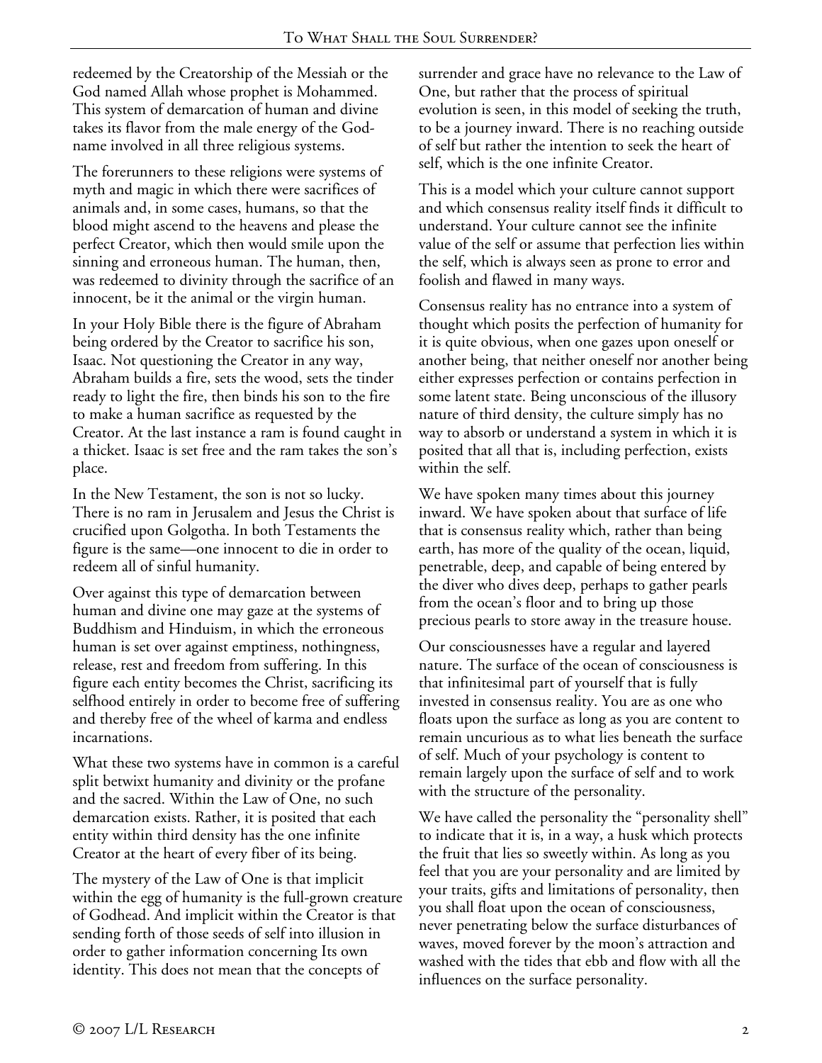redeemed by the Creatorship of the Messiah or the God named Allah whose prophet is Mohammed. This system of demarcation of human and divine takes its flavor from the male energy of the God-name involved in all three religious systems.

The forerunners to these religions were systems of myth and magic in which there were sacrifices of animals and, in some cases, humans, so that the blood might ascend to the heavens and please the perfect Creator, which then would smile upon the sinning and erroneous human. The human, then, was redeemed to divinity through the sacrifice of an innocent, be it the animal or the virgin human.

In your Holy Bible there is the figure of Abraham being ordered by the Creator to sacrifice his son, Isaac. Not questioning the Creator in any way, Abraham builds a fire, sets the wood, sets the tinder ready to light the fire, then binds his son to the fire to make a human sacrifice as requested by the Creator. At the last instance a ram is found caught in a thicket. Isaac is set free and the ram takes the son's place.

In the New Testament, the son is not so lucky. There is no ram in Jerusalem and Jesus the Christ is crucified upon Golgotha. In both Testaments the figure is the same—one innocent to die in order to redeem all of sinful humanity.

Over against this type of demarcation between human and divine one may gaze at the systems of Buddhism and Hinduism, in which the erroneous human is set over against emptiness, nothingness, release, rest and freedom from suffering. In this figure each entity becomes the Christ, sacrificing its selfhood entirely in order to become free of suffering and thereby free of the wheel of karma and endless incarnations.

What these two systems have in common is a careful split betwixt humanity and divinity or the profane and the sacred. Within the Law of One, no such demarcation exists. Rather, it is posited that each entity within third density has the one infinite Creator at the heart of every fiber of its being.

The mystery of the Law of One is that implicit within the egg of humanity is the full-grown creature of Godhead. And implicit within the Creator is that sending forth of those seeds of self into illusion in order to gather information concerning Its own identity. This does not mean that the concepts of surrender and grace have no relevance to the Law of One, but rather that the process of spiritual evolution is seen, in this model of seeking the truth, to be a journey inward. There is no reaching outside of self but rather the intention to seek the heart of self, which is the one infinite Creator.

This is a model which your culture cannot support and which consensus reality itself finds it difficult to understand. Your culture cannot see the infinite value of the self or assume that perfection lies within the self, which is always seen as prone to error and foolish and flawed in many ways.

Consensus reality has no entrance into a system of thought which posits the perfection of humanity for it is quite obvious, when one gazes upon oneself or another being, that neither oneself nor another being either expresses perfection or contains perfection in some latent state. Being unconscious of the illusory nature of third density, the culture simply has no way to absorb or understand a system in which it is posited that all that is, including perfection, exists within the self.

We have spoken many times about this journey inward. We have spoken about that surface of life that is consensus reality which, rather than being earth, has more of the quality of the ocean, liquid, penetrable, deep, and capable of being entered by the diver who dives deep, perhaps to gather pearls from the ocean's floor and to bring up those precious pearls to store away in the treasure house.

Our consciousnesses have a regular and layered nature. The surface of the ocean of consciousness is that infinitesimal part of yourself that is fully invested in consensus reality. You are as one who floats upon the surface as long as you are content to remain uncurious as to what lies beneath the surface of self. Much of your psychology is content to remain largely upon the surface of self and to work with the structure of the personality.

We have called the personality the "personality shell" to indicate that it is, in a way, a husk which protects the fruit that lies so sweetly within. As long as you feel that you are your personality and are limited by your traits, gifts and limitations of personality, then you shall float upon the ocean of consciousness, never penetrating below the surface disturbances of waves, moved forever by the moon's attraction and washed with the tides that ebb and flow with all the influences on the surface personality.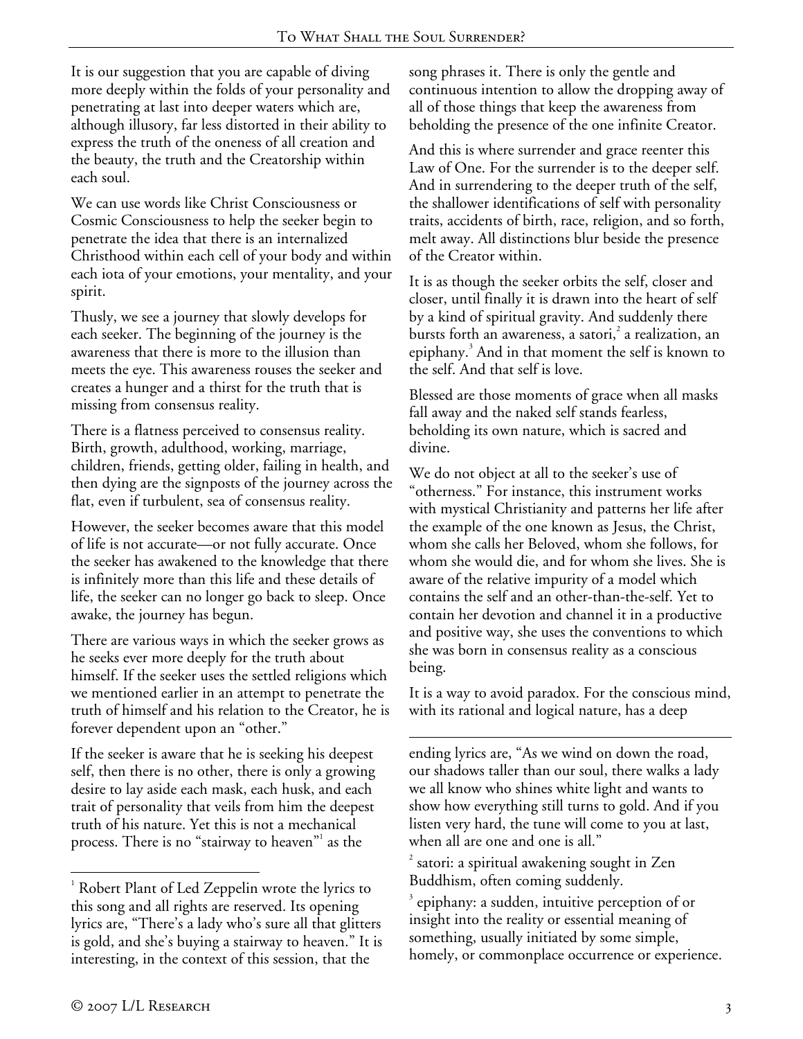It is our suggestion that you are capable of diving more deeply within the folds of your personality and penetrating at last into deeper waters which are, although illusory, far less distorted in their ability to express the truth of the oneness of all creation and the beauty, the truth and the Creatorship within each soul.

We can use words like Christ Consciousness or Cosmic Consciousness to help the seeker begin to penetrate the idea that there is an internalized Christhood within each cell of your body and within each iota of your emotions, your mentality, and your spirit.

Thusly, we see a journey that slowly develops for each seeker. The beginning of the journey is the awareness that there is more to the illusion than meets the eye. This awareness rouses the seeker and creates a hunger and a thirst for the truth that is missing from consensus reality.

There is a flatness perceived to consensus reality. Birth, growth, adulthood, working, marriage, children, friends, getting older, failing in health, and then dying are the signposts of the journey across the flat, even if turbulent, sea of consensus reality.

However, the seeker becomes aware that this model of life is not accurate—or not fully accurate. Once the seeker has awakened to the knowledge that there is infinitely more than this life and these details of life, the seeker can no longer go back to sleep. Once awake, the journey has begun.

There are various ways in which the seeker grows as he seeks ever more deeply for the truth about himself. If the seeker uses the settled religions which we mentioned earlier in an attempt to penetrate the truth of himself and his relation to the Creator, he is forever dependent upon an "other."

If the seeker is aware that he is seeking his deepest self, then there is no other, there is only a growing desire to lay aside each mask, each husk, and each trait of personality that veils from him the deepest truth of his nature. Yet this is not a mechanical process. There is no "stairway to heaven"[1] as the song phrases it. There is only the gentle and continuous intention to allow the dropping away of all of those things that keep the awareness from beholding the presence of the one infinite Creator.

And this is where surrender and grace reenter this Law of One. For the surrender is to the deeper self. And in surrendering to the deeper truth of the self, the shallower identifications of self with personality traits, accidents of birth, race, religion, and so forth, melt away. All distinctions blur beside the presence of the Creator within.

It is as though the seeker orbits the self, closer and closer, until finally it is drawn into the heart of self by a kind of spiritual gravity. And suddenly there bursts forth an awareness, a satori,[2] a realization, an epiphany.[3] And in that moment the self is known to the self. And that self is love.

Blessed are those moments of grace when all masks fall away and the naked self stands fearless, beholding its own nature, which is sacred and divine.

We do not object at all to the seeker's use of "otherness." For instance, this instrument works with mystical Christianity and patterns her life after the example of the one known as Jesus, the Christ, whom she calls her Beloved, whom she follows, for whom she would die, and for whom she lives. She is aware of the relative impurity of a model which contains the self and an other-than-the-self. Yet to contain her devotion and channel it in a productive and positive way, she uses the conventions to which she was born in consensus reality as a conscious being.

It is a way to avoid paradox. For the conscious mind, with its rational and logical nature, has a deep

---

[1] Robert Plant of Led Zeppelin wrote the lyrics to this song and all rights are reserved. Its opening lyrics are, "There's a lady who's sure all that glitters is gold, and she's buying a stairway to heaven." It is interesting, in the context of this session, that the ending lyrics are, "As we wind on down the road, our shadows taller than our soul, there walks a lady we all know who shines white light and wants to show how everything still turns to gold. And if you listen very hard, the tune will come to you at last, when all are one and one is all."

[2] satori: a spiritual awakening sought in Zen Buddhism, often coming suddenly.

[3] epiphany: a sudden, intuitive perception of or insight into the reality or essential meaning of something, usually initiated by some simple, homely, or commonplace occurrence or experience.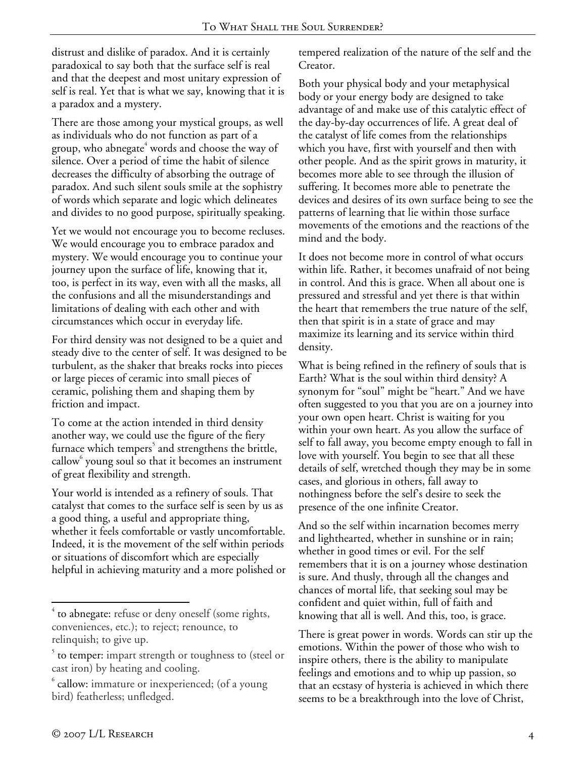distrust and dislike of paradox. And it is certainly paradoxical to say both that the surface self is real and that the deepest and most unitary expression of self is real. Yet that is what we say, knowing that it is a paradox and a mystery.

There are those among your mystical groups, as well as individuals who do not function as part of a group, who abnegate[4] words and choose the way of silence. Over a period of time the habit of silence decreases the difficulty of absorbing the outrage of paradox. And such silent souls smile at the sophistry of words which separate and logic which delineates and divides to no good purpose, spiritually speaking.

Yet we would not encourage you to become recluses. We would encourage you to embrace paradox and mystery. We would encourage you to continue your journey upon the surface of life, knowing that it, too, is perfect in its way, even with all the masks, all the confusions and all the misunderstandings and limitations of dealing with each other and with circumstances which occur in everyday life.

For third density was not designed to be a quiet and steady dive to the center of self. It was designed to be turbulent, as the shaker that breaks rocks into pieces or large pieces of ceramic into small pieces of ceramic, polishing them and shaping them by friction and impact.

To come at the action intended in third density another way, we could use the figure of the fiery furnace which tempers[5] and strengthens the brittle, callow[6] young soul so that it becomes an instrument of great flexibility and strength.

Your world is intended as a refinery of souls. That catalyst that comes to the surface self is seen by us as a good thing, a useful and appropriate thing, whether it feels comfortable or vastly uncomfortable. Indeed, it is the movement of the self within periods or situations of discomfort which are especially helpful in achieving maturity and a more polished or tempered realization of the nature of the self and the Creator.

Both your physical body and your metaphysical body or your energy body are designed to take advantage of and make use of this catalytic effect of the day-by-day occurrences of life. A great deal of the catalyst of life comes from the relationships which you have, first with yourself and then with other people. And as the spirit grows in maturity, it becomes more able to see through the illusion of suffering. It becomes more able to penetrate the devices and desires of its own surface being to see the patterns of learning that lie within those surface movements of the emotions and the reactions of the mind and the body.

It does not become more in control of what occurs within life. Rather, it becomes unafraid of not being in control. And this is grace. When all about one is pressured and stressful and yet there is that within the heart that remembers the true nature of the self, then that spirit is in a state of grace and may maximize its learning and its service within third density.

What is being refined in the refinery of souls that is Earth? What is the soul within third density? A synonym for "soul" might be "heart." And we have often suggested to you that you are on a journey into your own open heart. Christ is waiting for you within your own heart. As you allow the surface of self to fall away, you become empty enough to fall in love with yourself. You begin to see that all these details of self, wretched though they may be in some cases, and glorious in others, fall away to nothingness before the self's desire to seek the presence of the one infinite Creator.

And so the self within incarnation becomes merry and lighthearted, whether in sunshine or in rain; whether in good times or evil. For the self remembers that it is on a journey whose destination is sure. And thusly, through all the changes and chances of mortal life, that seeking soul may be confident and quiet within, full of faith and knowing that all is well. And this, too, is grace.

There is great power in words. Words can stir up the emotions. Within the power of those who wish to inspire others, there is the ability to manipulate feelings and emotions and to whip up passion, so that an ecstasy of hysteria is achieved in which there seems to be a breakthrough into the love of Christ,

---

[4] **to abnegate:** refuse or deny oneself (some rights, conveniences, etc.); to reject; renounce, to relinquish; to give up.

[5] **to temper:** impart strength or toughness to (steel or cast iron) by heating and cooling.

[6] **callow:** immature or inexperienced; (of a young bird) featherless; unfledged.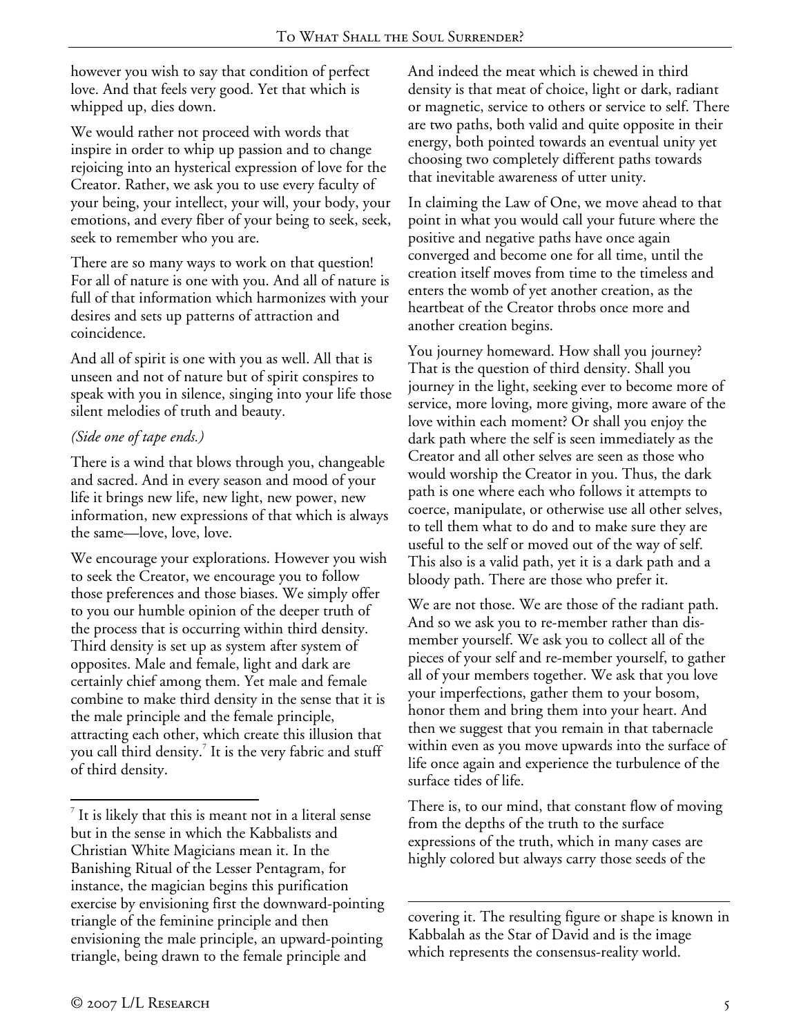however you wish to say that condition of perfect love. And that feels very good. Yet that which is whipped up, dies down.

We would rather not proceed with words that inspire in order to whip up passion and to change rejoicing into an hysterical expression of love for the Creator. Rather, we ask you to use every faculty of your being, your intellect, your will, your body, your emotions, and every fiber of your being to seek, seek, seek to remember who you are.

There are so many ways to work on that question! For all of nature is one with you. And all of nature is full of that information which harmonizes with your desires and sets up patterns of attraction and coincidence.

And all of spirit is one with you as well. All that is unseen and not of nature but of spirit conspires to speak with you in silence, singing into your life those silent melodies of truth and beauty.

*(Side one of tape ends.)*

There is a wind that blows through you, changeable and sacred. And in every season and mood of your life it brings new life, new light, new power, new information, new expressions of that which is always the same—love, love, love.

We encourage your explorations. However you wish to seek the Creator, we encourage you to follow those preferences and those biases. We simply offer to you our humble opinion of the deeper truth of the process that is occurring within third density. Third density is set up as system after system of opposites. Male and female, light and dark are certainly chief among them. Yet male and female combine to make third density in the sense that it is the male principle and the female principle, attracting each other, which create this illusion that you call third density.[7] It is the very fabric and stuff of third density.

And indeed the meat which is chewed in third density is that meat of choice, light or dark, radiant or magnetic, service to others or service to self. There are two paths, both valid and quite opposite in their energy, both pointed towards an eventual unity yet choosing two completely different paths towards that inevitable awareness of utter unity.

In claiming the Law of One, we move ahead to that point in what you would call your future where the positive and negative paths have once again converged and become one for all time, until the creation itself moves from time to the timeless and enters the womb of yet another creation, as the heartbeat of the Creator throbs once more and another creation begins.

You journey homeward. How shall you journey? That is the question of third density. Shall you journey in the light, seeking ever to become more of service, more loving, more giving, more aware of the love within each moment? Or shall you enjoy the dark path where the self is seen immediately as the Creator and all other selves are seen as those who would worship the Creator in you. Thus, the dark path is one where each who follows it attempts to coerce, manipulate, or otherwise use all other selves, to tell them what to do and to make sure they are useful to the self or moved out of the way of self. This also is a valid path, yet it is a dark path and a bloody path. There are those who prefer it.

We are not those. We are those of the radiant path. And so we ask you to re-member rather than dis-member yourself. We ask you to collect all of the pieces of your self and re-member yourself, to gather all of your members together. We ask that you love your imperfections, gather them to your bosom, honor them and bring them into your heart. And then we suggest that you remain in that tabernacle within even as you move upwards into the surface of life once again and experience the turbulence of the surface tides of life.

There is, to our mind, that constant flow of moving from the depths of the truth to the surface expressions of the truth, which in many cases are highly colored but always carry those seeds of the

---

[7] It is likely that this is meant not in a literal sense but in the sense in which the Kabbalists and Christian White Magicians mean it. In the Banishing Ritual of the Lesser Pentagram, for instance, the magician begins this purification exercise by envisioning first the downward-pointing triangle of the feminine principle and then envisioning the male principle, an upward-pointing triangle, being drawn to the female principle and covering it. The resulting figure or shape is known in Kabbalah as the Star of David and is the image which represents the consensus-reality world.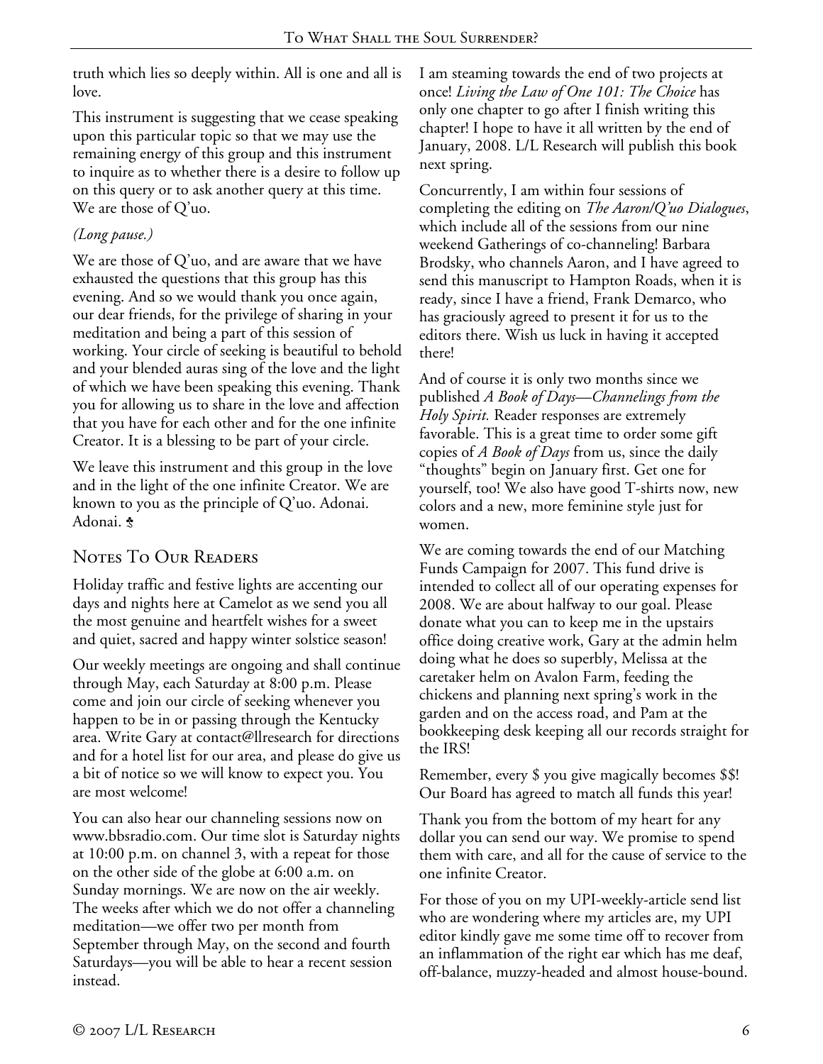truth which lies so deeply within. All is one and all is love.

This instrument is suggesting that we cease speaking upon this particular topic so that we may use the remaining energy of this group and this instrument to inquire as to whether there is a desire to follow up on this query or to ask another query at this time. We are those of Q'uo.

*(Long pause.)*

We are those of Q'uo, and are aware that we have exhausted the questions that this group has this evening. And so we would thank you once again, our dear friends, for the privilege of sharing in your meditation and being a part of this session of working. Your circle of seeking is beautiful to behold and your blended auras sing of the love and the light of which we have been speaking this evening. Thank you for allowing us to share in the love and affection that you have for each other and for the one infinite Creator. It is a blessing to be part of your circle.

We leave this instrument and this group in the love and in the light of the one infinite Creator. We are known to you as the principle of Q'uo. Adonai. Adonai.

## Notes To Our Readers

Holiday traffic and festive lights are accenting our days and nights here at Camelot as we send you all the most genuine and heartfelt wishes for a sweet and quiet, sacred and happy winter solstice season!

Our weekly meetings are ongoing and shall continue through May, each Saturday at 8:00 p.m. Please come and join our circle of seeking whenever you happen to be in or passing through the Kentucky area. Write Gary at contact@llresearch for directions and for a hotel list for our area, and please do give us a bit of notice so we will know to expect you. You are most welcome!

You can also hear our channeling sessions now on www.bbsradio.com. Our time slot is Saturday nights at 10:00 p.m. on channel 3, with a repeat for those on the other side of the globe at 6:00 a.m. on Sunday mornings. We are now on the air weekly. The weeks after which we do not offer a channeling meditation—we offer two per month from September through May, on the second and fourth Saturdays—you will be able to hear a recent session instead.

I am steaming towards the end of two projects at once! *Living the Law of One 101: The Choice* has only one chapter to go after I finish writing this chapter! I hope to have it all written by the end of January, 2008. L/L Research will publish this book next spring.

Concurrently, I am within four sessions of completing the editing on *The Aaron/Q'uo Dialogues*, which include all of the sessions from our nine weekend Gatherings of co-channeling! Barbara Brodsky, who channels Aaron, and I have agreed to send this manuscript to Hampton Roads, when it is ready, since I have a friend, Frank Demarco, who has graciously agreed to present it for us to the editors there. Wish us luck in having it accepted there!

And of course it is only two months since we published *A Book of Days—Channelings from the Holy Spirit.* Reader responses are extremely favorable. This is a great time to order some gift copies of *A Book of Days* from us, since the daily "thoughts" begin on January first. Get one for yourself, too! We also have good T-shirts now, new colors and a new, more feminine style just for women.

We are coming towards the end of our Matching Funds Campaign for 2007. This fund drive is intended to collect all of our operating expenses for 2008. We are about halfway to our goal. Please donate what you can to keep me in the upstairs office doing creative work, Gary at the admin helm doing what he does so superbly, Melissa at the caretaker helm on Avalon Farm, feeding the chickens and planning next spring's work in the garden and on the access road, and Pam at the bookkeeping desk keeping all our records straight for the IRS!

Remember, every \$ you give magically becomes \$\$! Our Board has agreed to match all funds this year!

Thank you from the bottom of my heart for any dollar you can send our way. We promise to spend them with care, and all for the cause of service to the one infinite Creator.

For those of you on my UPI-weekly-article send list who are wondering where my articles are, my UPI editor kindly gave me some time off to recover from an inflammation of the right ear which has me deaf, off-balance, muzzy-headed and almost house-bound.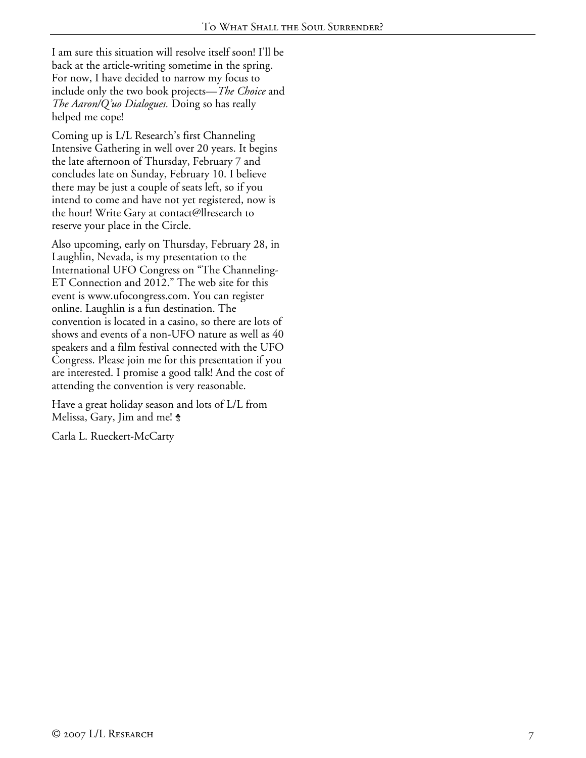I am sure this situation will resolve itself soon! I'll be back at the article-writing sometime in the spring. For now, I have decided to narrow my focus to include only the two book projects—*The Choice* and *The Aaron/Q'uo Dialogues.* Doing so has really helped me cope!

Coming up is L/L Research's first Channeling Intensive Gathering in well over 20 years. It begins the late afternoon of Thursday, February 7 and concludes late on Sunday, February 10. I believe there may be just a couple of seats left, so if you intend to come and have not yet registered, now is the hour! Write Gary at contact@llresearch to reserve your place in the Circle.

Also upcoming, early on Thursday, February 28, in Laughlin, Nevada, is my presentation to the International UFO Congress on "The Channeling-ET Connection and 2012." The web site for this event is www.ufocongress.com. You can register online. Laughlin is a fun destination. The convention is located in a casino, so there are lots of shows and events of a non-UFO nature as well as 40 speakers and a film festival connected with the UFO Congress. Please join me for this presentation if you are interested. I promise a good talk! And the cost of attending the convention is very reasonable.

Have a great holiday season and lots of L/L from Melissa, Gary, Jim and me! ♣

Carla L. Rueckert-McCarty